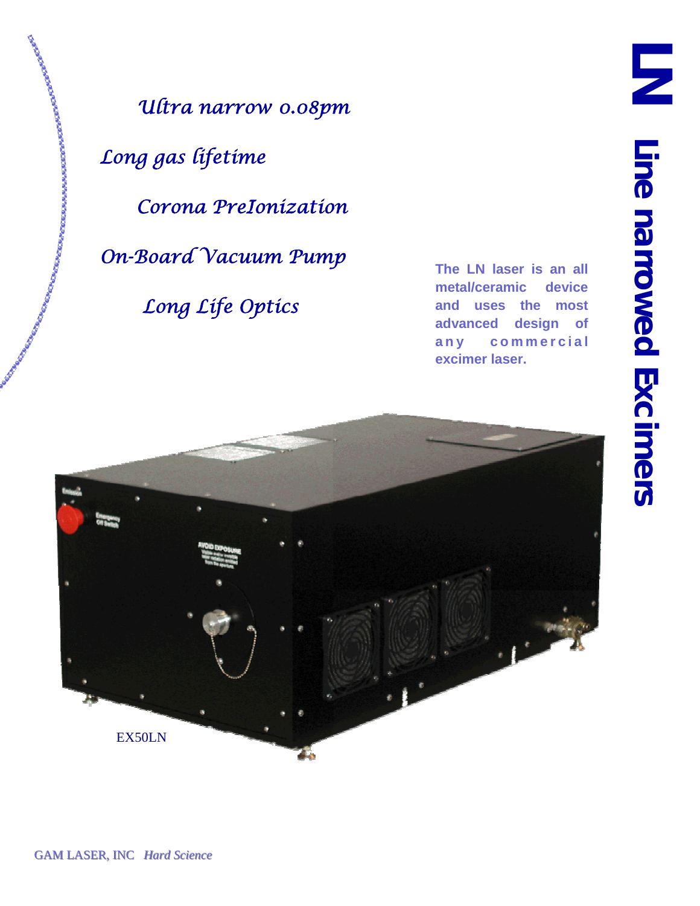# LN Line narrowed Excimers

*Ultra narrow 0.08pm*

*Long gas lifetime*

*Corona PreIonization*

*On-Board Vacuum Pump*

*Long Life Optics*

**The LN laser is an all metal/ceramic device and uses the most advanced design of any commercial excimer laser.**

Emission

Emergency Off Switch

AVOID EXPOSURE Visible and/or invisible laser radiation emitted from this aperture.

EX50LN

GAM LASER, INC *Hard Science*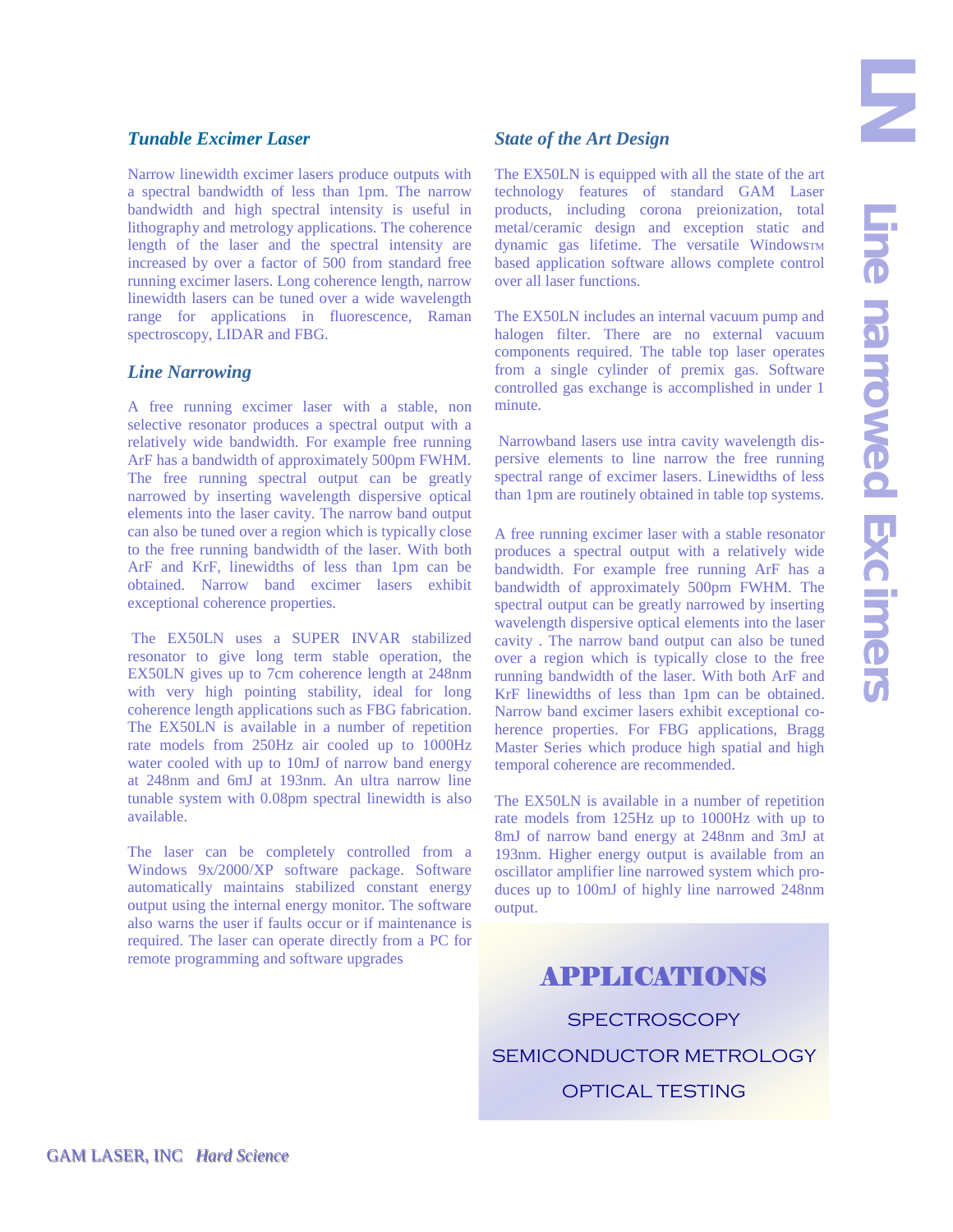# LN Line narrowed Excimers

## Tunable Excimer Laser

Narrow linewidth excimer lasers produce outputs with a spectral bandwidth of less than 1pm. The narrow bandwidth and high spectral intensity is useful in lithography and metrology applications. The coherence length of the laser and the spectral intensity are increased by over a factor of 500 from standard free running excimer lasers. Long coherence length, narrow linewidth lasers can be tuned over a wide wavelength range for applications in fluorescence, Raman spectroscopy, LIDAR and FBG.

## Line Narrowing

A free running excimer laser with a stable, non selective resonator produces a spectral output with a relatively wide bandwidth. For example free running ArF has a bandwidth of approximately 500pm FWHM. The free running spectral output can be greatly narrowed by inserting wavelength dispersive optical elements into the laser cavity. The narrow band output can also be tuned over a region which is typically close to the free running bandwidth of the laser. With both ArF and KrF, linewidths of less than 1pm can be obtained. Narrow band excimer lasers exhibit exceptional coherence properties.

The EX50LN uses a SUPER INVAR stabilized resonator to give long term stable operation, the EX50LN gives up to 7cm coherence length at 248nm with very high pointing stability, ideal for long coherence length applications such as FBG fabrication. The EX50LN is available in a number of repetition rate models from 250Hz air cooled up to 1000Hz water cooled with up to 10mJ of narrow band energy at 248nm and 6mJ at 193nm. An ultra narrow line tunable system with 0.08pm spectral linewidth is also available.

The laser can be completely controlled from a Windows 9x/2000/XP software package. Software automatically maintains stabilized constant energy output using the internal energy monitor. The software also warns the user if faults occur or if maintenance is required. The laser can operate directly from a PC for remote programming and software upgrades

## State of the Art Design

The EX50LN is equipped with all the state of the art technology features of standard GAM Laser products, including corona preionization, total metal/ceramic design and exception static and dynamic gas lifetime. The versatile Windows™ based application software allows complete control over all laser functions.

The EX50LN includes an internal vacuum pump and halogen filter. There are no external vacuum components required. The table top laser operates from a single cylinder of premix gas. Software controlled gas exchange is accomplished in under 1 minute.

Narrowband lasers use intra cavity wavelength dispersive elements to line narrow the free running spectral range of excimer lasers. Linewidths of less than 1pm are routinely obtained in table top systems.

A free running excimer laser with a stable resonator produces a spectral output with a relatively wide bandwidth. For example free running ArF has a bandwidth of approximately 500pm FWHM. The spectral output can be greatly narrowed by inserting wavelength dispersive optical elements into the laser cavity . The narrow band output can also be tuned over a region which is typically close to the free running bandwidth of the laser. With both ArF and KrF linewidths of less than 1pm can be obtained. Narrow band excimer lasers exhibit exceptional coherence properties. For FBG applications, Bragg Master Series which produce high spatial and high temporal coherence are recommended.

The EX50LN is available in a number of repetition rate models from 125Hz up to 1000Hz with up to 8mJ of narrow band energy at 248nm and 3mJ at 193nm. Higher energy output is available from an oscillator amplifier line narrowed system which produces up to 100mJ of highly line narrowed 248nm output.

## APPLICATIONS

SPECTROSCOPY

SEMICONDUCTOR METROLOGY

OPTICAL TESTING

GAM LASER, INC *Hard Science*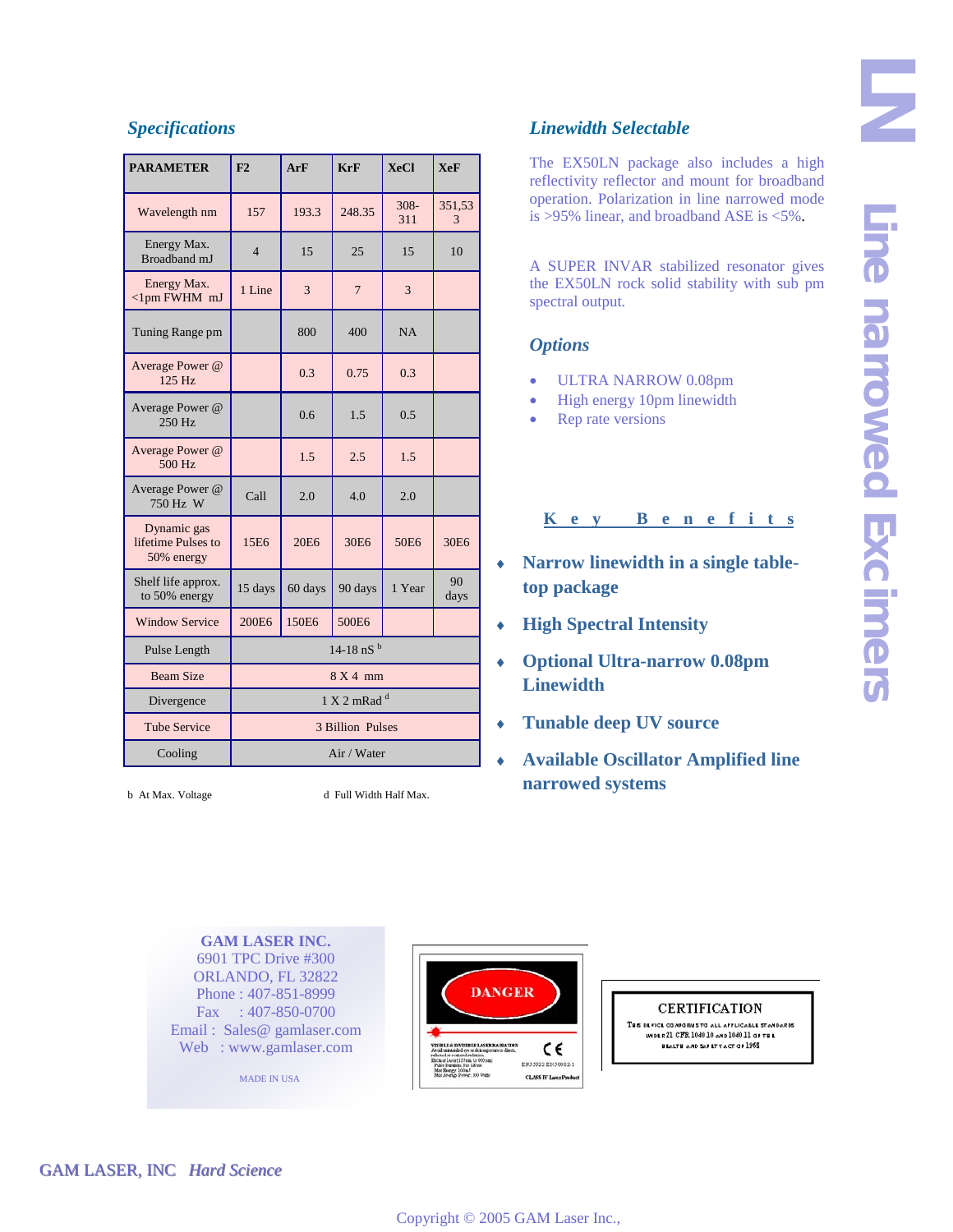## Specifications

| PARAMETER | F2 | ArF | KrF | XeCl | XeF |
|---|---|---|---|---|---|
| Wavelength nm | 157 | 193.3 | 248.35 | 308-311 | 351,533 |
| Energy Max. Broadband mJ | 4 | 15 | 25 | 15 | 10 |
| Energy Max. <1pm FWHM mJ | 1 Line | 3 | 7 | 3 | |
| Tuning Range pm | | 800 | 400 | NA | |
| Average Power @ 125 Hz | | 0.3 | 0.75 | 0.3 | |
| Average Power @ 250 Hz | | 0.6 | 1.5 | 0.5 | |
| Average Power @ 500 Hz | | 1.5 | 2.5 | 1.5 | |
| Average Power @ 750 Hz W | Call | 2.0 | 4.0 | 2.0 | |
| Dynamic gas lifetime Pulses to 50% energy | 15E6 | 20E6 | 30E6 | 50E6 | 30E6 |
| Shelf life approx. to 50% energy | 15 days | 60 days | 90 days | 1 Year | 90 days |
| Window Service | 200E6 | 150E6 | 500E6 | | |
| Pulse Length | 14-18 nS [b] | | | | |
| Beam Size | 8 X 4 mm | | | | |
| Divergence | 1 X 2 mRad [d] | | | | |
| Tube Service | 3 Billion Pulses | | | | |
| Cooling | Air / Water | | | | |

b At Max. Voltage d Full Width Half Max.

## Linewidth Selectable

The EX50LN package also includes a high reflectivity reflector and mount for broadband operation. Polarization in line narrowed mode is >95% linear, and broadband ASE is <5%.

A SUPER INVAR stabilized resonator gives the EX50LN rock solid stability with sub pm spectral output.

## Options

- ULTRA NARROW 0.08pm
- High energy 10pm linewidth
- Rep rate versions

## Key Benefits

- **Narrow linewidth in a single table-top package**
- **High Spectral Intensity**
- **Optional Ultra-narrow 0.08pm Linewidth**
- **Tunable deep UV source**
- **Available Oscillator Amplified line narrowed systems**

# LN Line narrowed Excimers

**GAM LASER INC.**
6901 TPC Drive #300
ORLANDO, FL 32822
Phone : 407-851-8999
Fax : 407-850-0700
Email : Sales@ gamlaser.com
Web : www.gamlaser.com

MADE IN USA

DANGER

VISIBLE & INVISIBLE LASER RADIATION

CLASS IV Laser Product

CERTIFICATION

This device conforms to all applicable standards under 21 CFR 1040.10 and 1040.11 of the Health and Safety Act of 1968

GAM LASER, INC *Hard Science*

Copyright © 2005 GAM Laser Inc.,